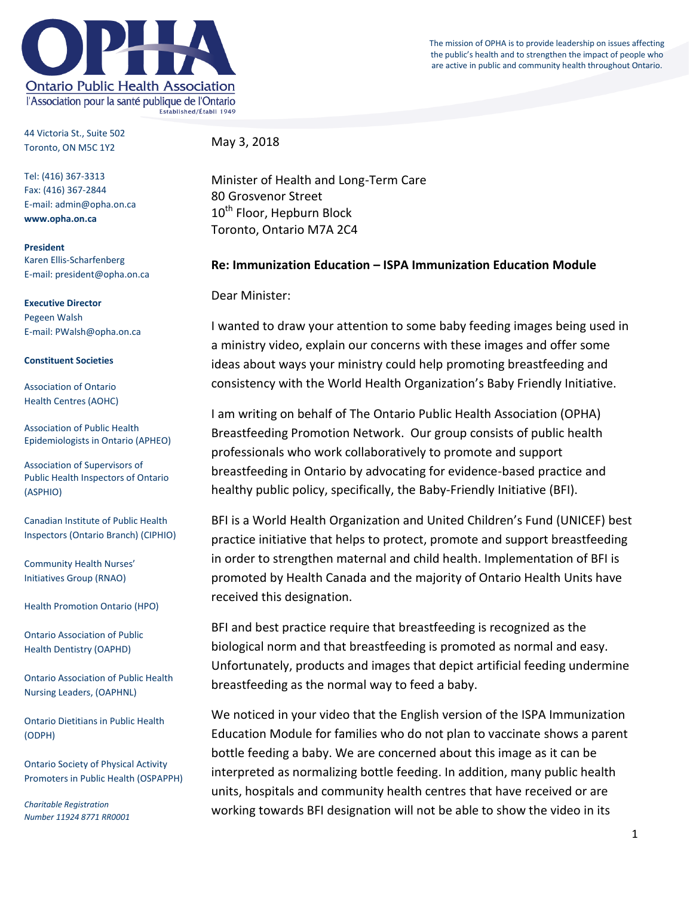# OPHA

Ontario Public Health Association

l'Association pour la santé publique de l'Ontario

Established/Établi 1949

The mission of OPHA is to provide leadership on issues affecting the public's health and to strengthen the impact of people who are active in public and community health throughout Ontario.

44 Victoria St., Suite 502
Toronto, ON M5C 1Y2

Tel: (416) 367-3313
Fax: (416) 367-2844
E-mail: admin@opha.on.ca
**www.opha.on.ca**

**President**
Karen Ellis-Scharfenberg
E-mail: president@opha.on.ca

**Executive Director**
Pegeen Walsh
E-mail: PWalsh@opha.on.ca

**Constituent Societies**

Association of Ontario Health Centres (AOHC)

Association of Public Health Epidemiologists in Ontario (APHEO)

Association of Supervisors of Public Health Inspectors of Ontario (ASPHIO)

Canadian Institute of Public Health Inspectors (Ontario Branch) (CIPHIO)

Community Health Nurses' Initiatives Group (RNAO)

Health Promotion Ontario (HPO)

Ontario Association of Public Health Dentistry (OAPHD)

Ontario Association of Public Health Nursing Leaders, (OAPHNL)

Ontario Dietitians in Public Health (ODPH)

Ontario Society of Physical Activity Promoters in Public Health (OSPAPPH)

*Charitable Registration Number 11924 8771 RR0001*

May 3, 2018

Minister of Health and Long-Term Care
80 Grosvenor Street
10th Floor, Hepburn Block
Toronto, Ontario M7A 2C4

**Re: Immunization Education – ISPA Immunization Education Module**

Dear Minister:

I wanted to draw your attention to some baby feeding images being used in a ministry video, explain our concerns with these images and offer some ideas about ways your ministry could help promoting breastfeeding and consistency with the World Health Organization's Baby Friendly Initiative.

I am writing on behalf of The Ontario Public Health Association (OPHA) Breastfeeding Promotion Network. Our group consists of public health professionals who work collaboratively to promote and support breastfeeding in Ontario by advocating for evidence-based practice and healthy public policy, specifically, the Baby-Friendly Initiative (BFI).

BFI is a World Health Organization and United Children's Fund (UNICEF) best practice initiative that helps to protect, promote and support breastfeeding in order to strengthen maternal and child health. Implementation of BFI is promoted by Health Canada and the majority of Ontario Health Units have received this designation.

BFI and best practice require that breastfeeding is recognized as the biological norm and that breastfeeding is promoted as normal and easy. Unfortunately, products and images that depict artificial feeding undermine breastfeeding as the normal way to feed a baby.

We noticed in your video that the English version of the ISPA Immunization Education Module for families who do not plan to vaccinate shows a parent bottle feeding a baby. We are concerned about this image as it can be interpreted as normalizing bottle feeding. In addition, many public health units, hospitals and community health centres that have received or are working towards BFI designation will not be able to show the video in its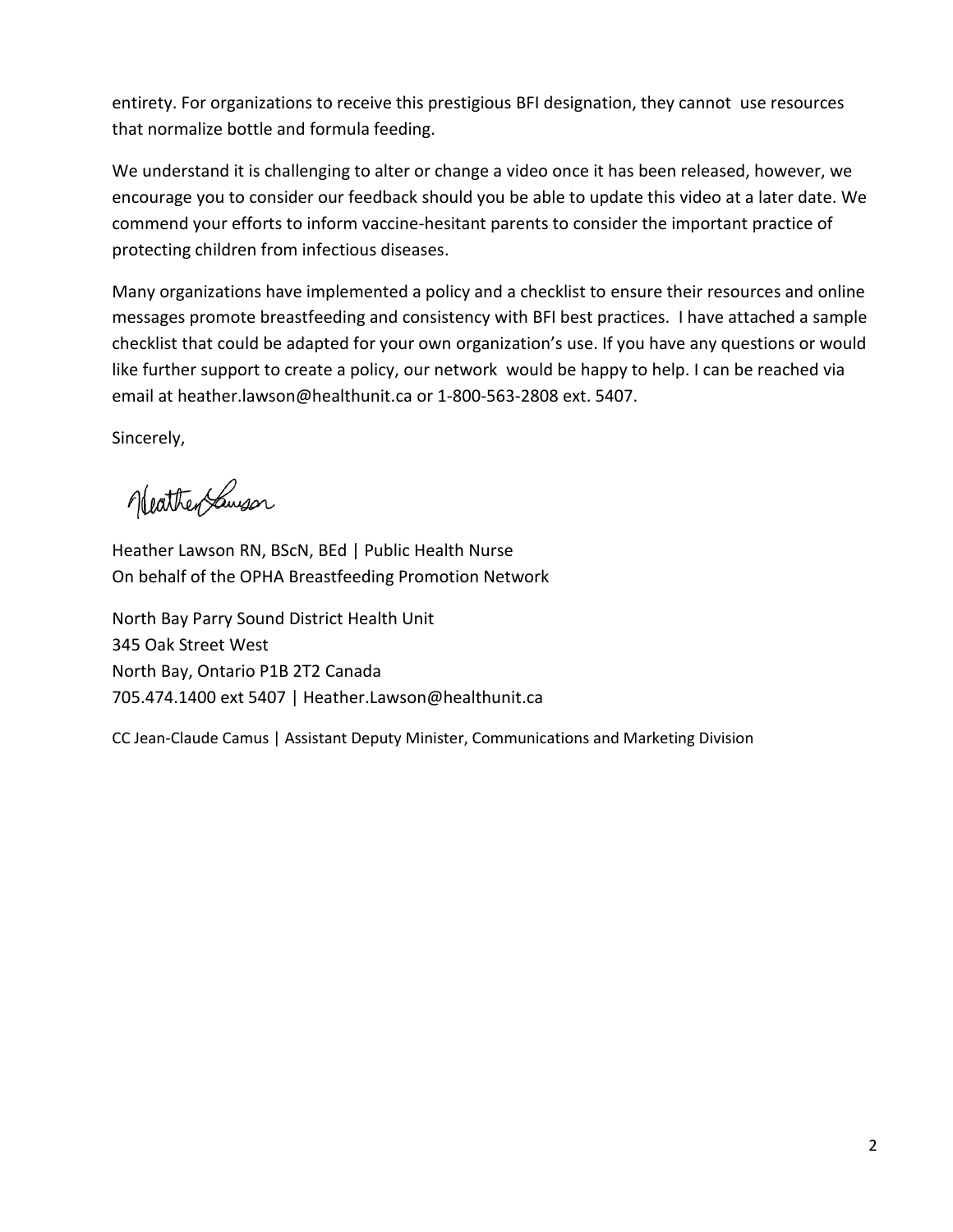entirety. For organizations to receive this prestigious BFI designation, they cannot use resources that normalize bottle and formula feeding.

We understand it is challenging to alter or change a video once it has been released, however, we encourage you to consider our feedback should you be able to update this video at a later date. We commend your efforts to inform vaccine-hesitant parents to consider the important practice of protecting children from infectious diseases.

Many organizations have implemented a policy and a checklist to ensure their resources and online messages promote breastfeeding and consistency with BFI best practices. I have attached a sample checklist that could be adapted for your own organization's use. If you have any questions or would like further support to create a policy, our network would be happy to help. I can be reached via email at heather.lawson@healthunit.ca or 1-800-563-2808 ext. 5407.

Sincerely,

Heather Lawson

Heather Lawson RN, BScN, BEd | Public Health Nurse
On behalf of the OPHA Breastfeeding Promotion Network

North Bay Parry Sound District Health Unit
345 Oak Street West
North Bay, Ontario P1B 2T2 Canada
705.474.1400 ext 5407 | Heather.Lawson@healthunit.ca

CC Jean-Claude Camus | Assistant Deputy Minister, Communications and Marketing Division